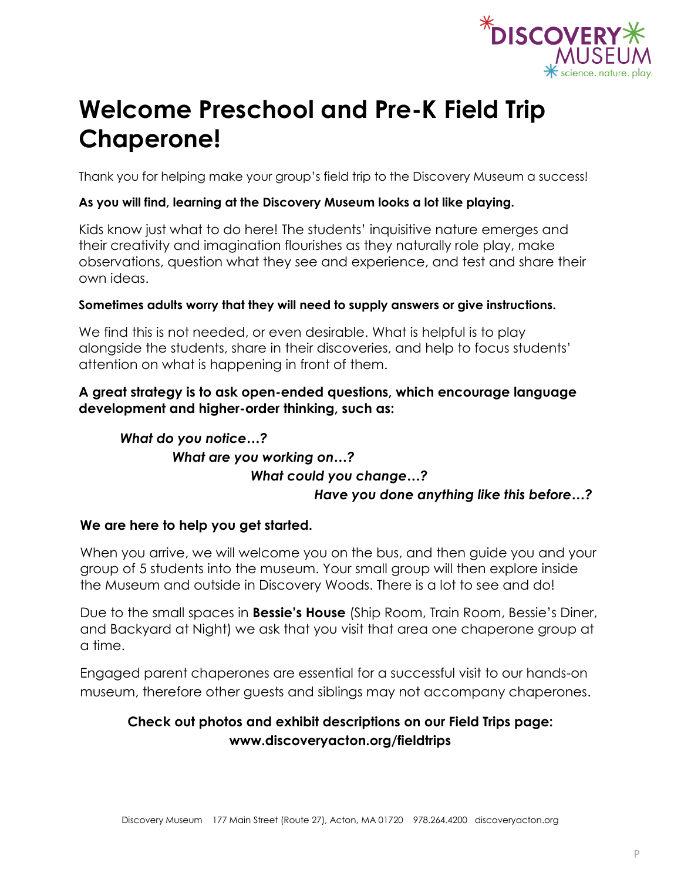# Welcome Preschool and Pre-K Field Trip Chaperone!

Thank you for helping make your group's field trip to the Discovery Museum a success!

**As you will find, learning at the Discovery Museum looks a lot like playing.**

Kids know just what to do here! The students' inquisitive nature emerges and their creativity and imagination flourishes as they naturally role play, make observations, question what they see and experience, and test and share their own ideas.

**Sometimes adults worry that they will need to supply answers or give instructions.**

We find this is not needed, or even desirable. What is helpful is to play alongside the students, share in their discoveries, and help to focus students' attention on what is happening in front of them.

**A great strategy is to ask open-ended questions, which encourage language development and higher-order thinking, such as:**

***What do you notice…?***

***What are you working on…?***

***What could you change…?***

***Have you done anything like this before…?***

**We are here to help you get started.**

When you arrive, we will welcome you on the bus, and then guide you and your group of 5 students into the museum. Your small group will then explore inside the Museum and outside in Discovery Woods. There is a lot to see and do!

Due to the small spaces in **Bessie's House** (Ship Room, Train Room, Bessie's Diner, and Backyard at Night) we ask that you visit that area one chaperone group at a time.

Engaged parent chaperones are essential for a successful visit to our hands-on museum, therefore other guests and siblings may not accompany chaperones.

**Check out photos and exhibit descriptions on our Field Trips page: www.discoveryacton.org/fieldtrips**

Discovery Museum 177 Main Street (Route 27), Acton, MA 01720 978.264.4200 discoveryacton.org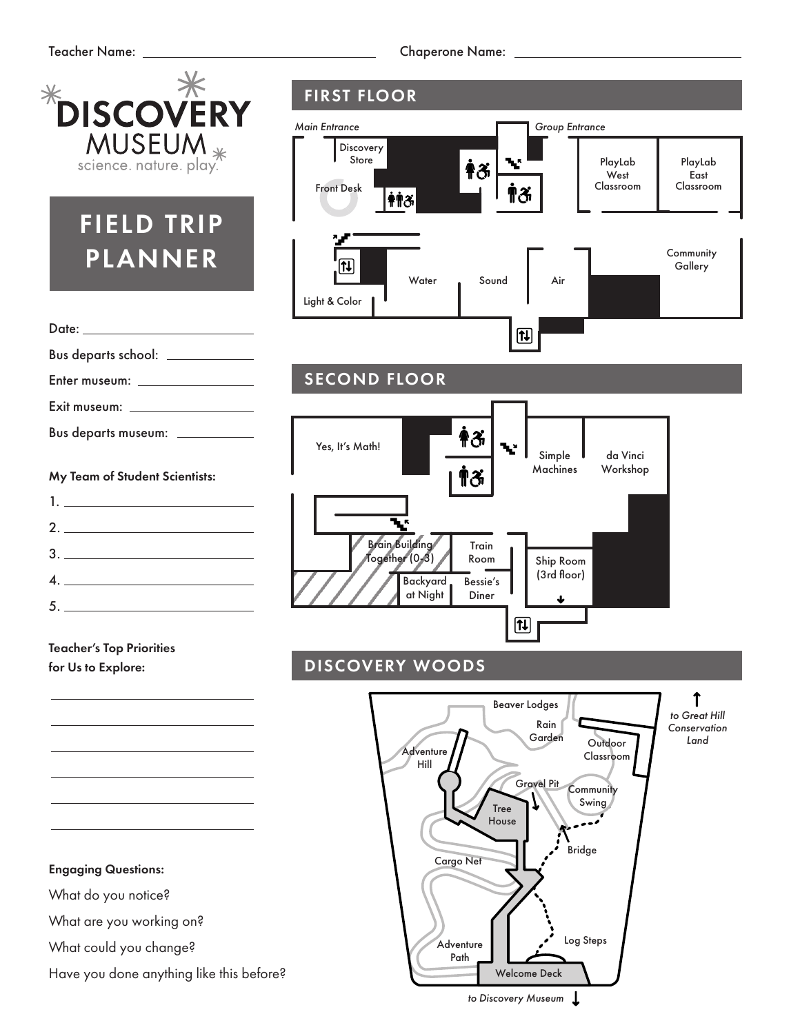Teacher Name: ______________________ Chaperone Name: ______________________

# DISCOVERY MUSEUM

science. nature. play.

## FIELD TRIP PLANNER

Date: ______________________

Bus departs school: ______________________

Enter museum: ______________________

Exit museum: ______________________

Bus departs museum: ______________________

**My Team of Student Scientists:**

1. ______________________
2. ______________________
3. ______________________
4. ______________________
5. ______________________

**Teacher's Top Priorities for Us to Explore:**

______________________

______________________

______________________

______________________

______________________

______________________

**Engaging Questions:**

What do you notice?

What are you working on?

What could you change?

Have you done anything like this before?

## FIRST FLOOR

*Main Entrance*

*Group Entrance*

Discovery Store

Front Desk

PlayLab West Classroom

PlayLab East Classroom

Community Gallery

Light & Color

Water

Sound

Air

## SECOND FLOOR

Yes, It's Math!

Simple Machines

da Vinci Workshop

Brain Building Together (0-3)

Train Room

Backyard at Night

Bessie's Diner

Ship Room (3rd floor)

## DISCOVERY WOODS

Beaver Lodges

Rain Garden

Outdoor Classroom

Adventure Hill

Gravel Pit

Community Swing

Tree House

Bridge

Cargo Net

Log Steps

Adventure Path

Welcome Deck

*to Great Hill Conservation Land*

*to Discovery Museum*